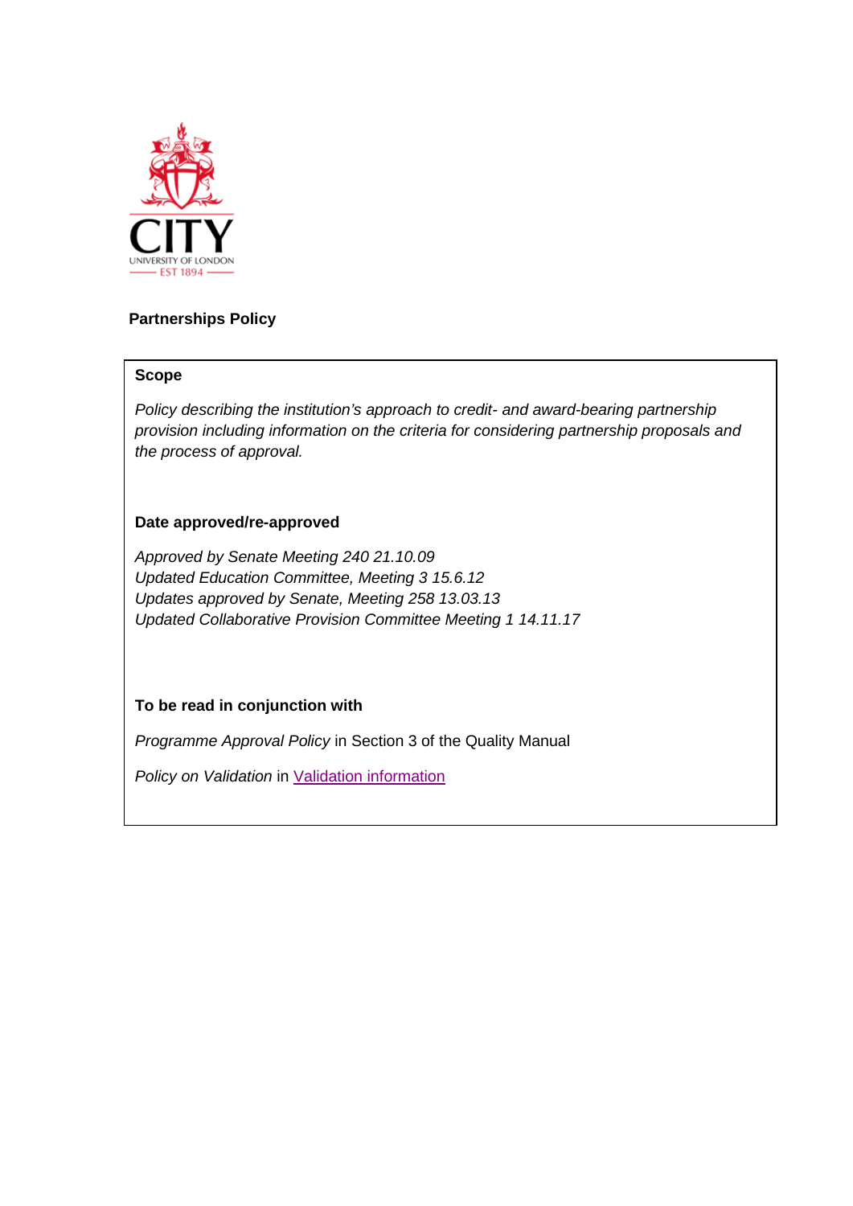# Partnerships Policy

### Scope

*Policy describing the institution's approach to credit- and award-bearing partnership provision including information on the criteria for considering partnership proposals and the process of approval.*

### Date approved/re-approved

*Approved by Senate Meeting 240 21.10.09*
*Updated Education Committee, Meeting 3 15.6.12*
*Updates approved by Senate, Meeting 258 13.03.13*
*Updated Collaborative Provision Committee Meeting 1 14.11.17*

### To be read in conjunction with

*Programme Approval Policy* in Section 3 of the Quality Manual

*Policy on Validation* in Validation information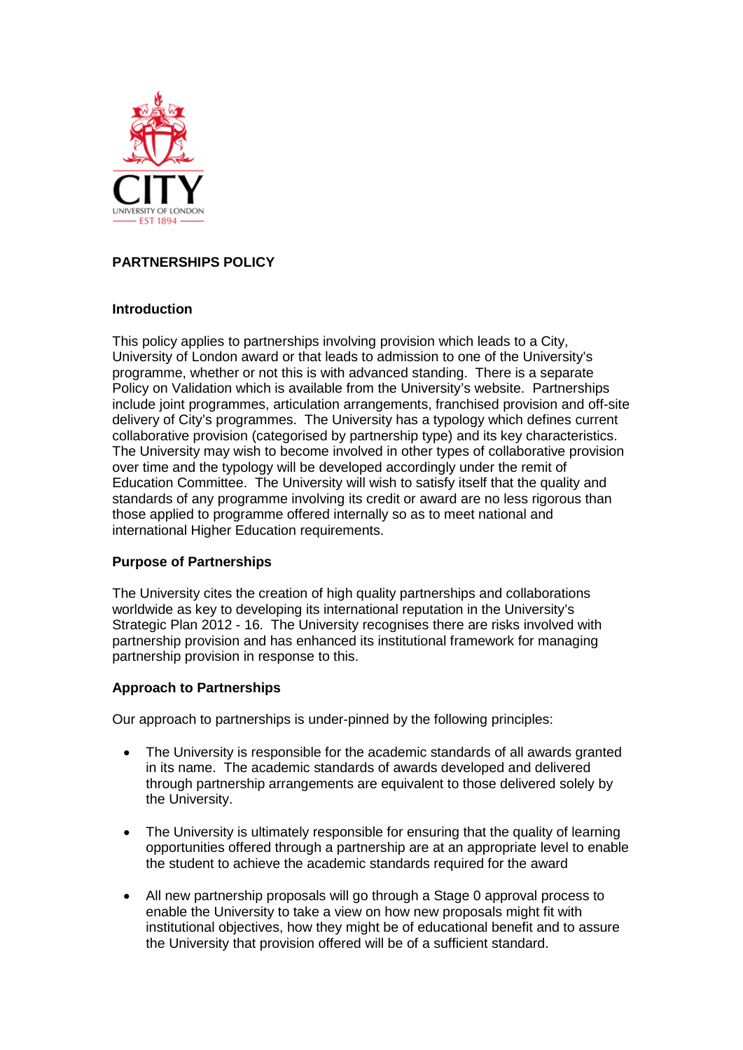# PARTNERSHIPS POLICY

## Introduction

This policy applies to partnerships involving provision which leads to a City, University of London award or that leads to admission to one of the University's programme, whether or not this is with advanced standing. There is a separate Policy on Validation which is available from the University's website. Partnerships include joint programmes, articulation arrangements, franchised provision and off-site delivery of City's programmes. The University has a typology which defines current collaborative provision (categorised by partnership type) and its key characteristics. The University may wish to become involved in other types of collaborative provision over time and the typology will be developed accordingly under the remit of Education Committee. The University will wish to satisfy itself that the quality and standards of any programme involving its credit or award are no less rigorous than those applied to programme offered internally so as to meet national and international Higher Education requirements.

## Purpose of Partnerships

The University cites the creation of high quality partnerships and collaborations worldwide as key to developing its international reputation in the University's Strategic Plan 2012 - 16. The University recognises there are risks involved with partnership provision and has enhanced its institutional framework for managing partnership provision in response to this.

## Approach to Partnerships

Our approach to partnerships is under-pinned by the following principles:

- The University is responsible for the academic standards of all awards granted in its name. The academic standards of awards developed and delivered through partnership arrangements are equivalent to those delivered solely by the University.
- The University is ultimately responsible for ensuring that the quality of learning opportunities offered through a partnership are at an appropriate level to enable the student to achieve the academic standards required for the award
- All new partnership proposals will go through a Stage 0 approval process to enable the University to take a view on how new proposals might fit with institutional objectives, how they might be of educational benefit and to assure the University that provision offered will be of a sufficient standard.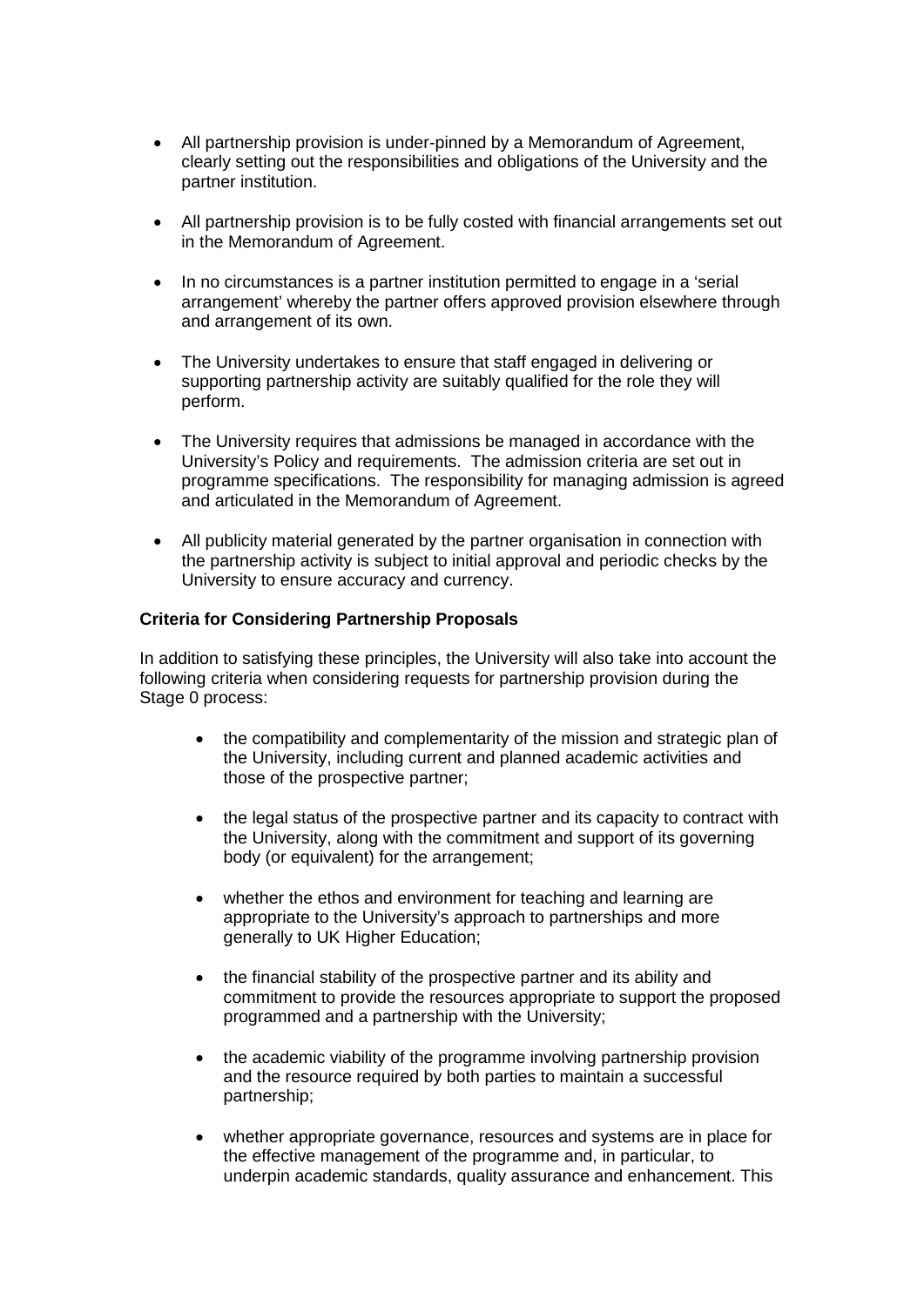- All partnership provision is under-pinned by a Memorandum of Agreement, clearly setting out the responsibilities and obligations of the University and the partner institution.

- All partnership provision is to be fully costed with financial arrangements set out in the Memorandum of Agreement.

- In no circumstances is a partner institution permitted to engage in a 'serial arrangement' whereby the partner offers approved provision elsewhere through and arrangement of its own.

- The University undertakes to ensure that staff engaged in delivering or supporting partnership activity are suitably qualified for the role they will perform.

- The University requires that admissions be managed in accordance with the University's Policy and requirements. The admission criteria are set out in programme specifications. The responsibility for managing admission is agreed and articulated in the Memorandum of Agreement.

- All publicity material generated by the partner organisation in connection with the partnership activity is subject to initial approval and periodic checks by the University to ensure accuracy and currency.

**Criteria for Considering Partnership Proposals**

In addition to satisfying these principles, the University will also take into account the following criteria when considering requests for partnership provision during the Stage 0 process:

- the compatibility and complementarity of the mission and strategic plan of the University, including current and planned academic activities and those of the prospective partner;

- the legal status of the prospective partner and its capacity to contract with the University, along with the commitment and support of its governing body (or equivalent) for the arrangement;

- whether the ethos and environment for teaching and learning are appropriate to the University's approach to partnerships and more generally to UK Higher Education;

- the financial stability of the prospective partner and its ability and commitment to provide the resources appropriate to support the proposed programmed and a partnership with the University;

- the academic viability of the programme involving partnership provision and the resource required by both parties to maintain a successful partnership;

- whether appropriate governance, resources and systems are in place for the effective management of the programme and, in particular, to underpin academic standards, quality assurance and enhancement. This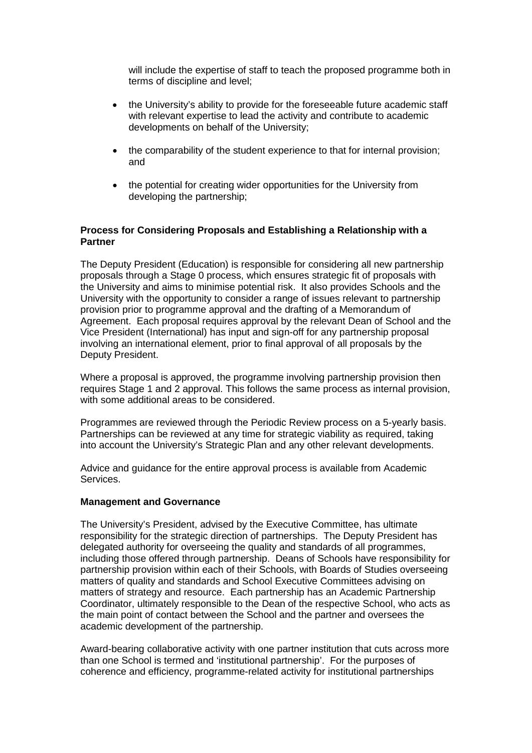will include the expertise of staff to teach the proposed programme both in terms of discipline and level;

- the University's ability to provide for the foreseeable future academic staff with relevant expertise to lead the activity and contribute to academic developments on behalf of the University;
- the comparability of the student experience to that for internal provision; and
- the potential for creating wider opportunities for the University from developing the partnership;

**Process for Considering Proposals and Establishing a Relationship with a Partner**

The Deputy President (Education) is responsible for considering all new partnership proposals through a Stage 0 process, which ensures strategic fit of proposals with the University and aims to minimise potential risk. It also provides Schools and the University with the opportunity to consider a range of issues relevant to partnership provision prior to programme approval and the drafting of a Memorandum of Agreement. Each proposal requires approval by the relevant Dean of School and the Vice President (International) has input and sign-off for any partnership proposal involving an international element, prior to final approval of all proposals by the Deputy President.

Where a proposal is approved, the programme involving partnership provision then requires Stage 1 and 2 approval. This follows the same process as internal provision, with some additional areas to be considered.

Programmes are reviewed through the Periodic Review process on a 5-yearly basis. Partnerships can be reviewed at any time for strategic viability as required, taking into account the University's Strategic Plan and any other relevant developments.

Advice and guidance for the entire approval process is available from Academic Services.

**Management and Governance**

The University's President, advised by the Executive Committee, has ultimate responsibility for the strategic direction of partnerships. The Deputy President has delegated authority for overseeing the quality and standards of all programmes, including those offered through partnership. Deans of Schools have responsibility for partnership provision within each of their Schools, with Boards of Studies overseeing matters of quality and standards and School Executive Committees advising on matters of strategy and resource. Each partnership has an Academic Partnership Coordinator, ultimately responsible to the Dean of the respective School, who acts as the main point of contact between the School and the partner and oversees the academic development of the partnership.

Award-bearing collaborative activity with one partner institution that cuts across more than one School is termed and 'institutional partnership'. For the purposes of coherence and efficiency, programme-related activity for institutional partnerships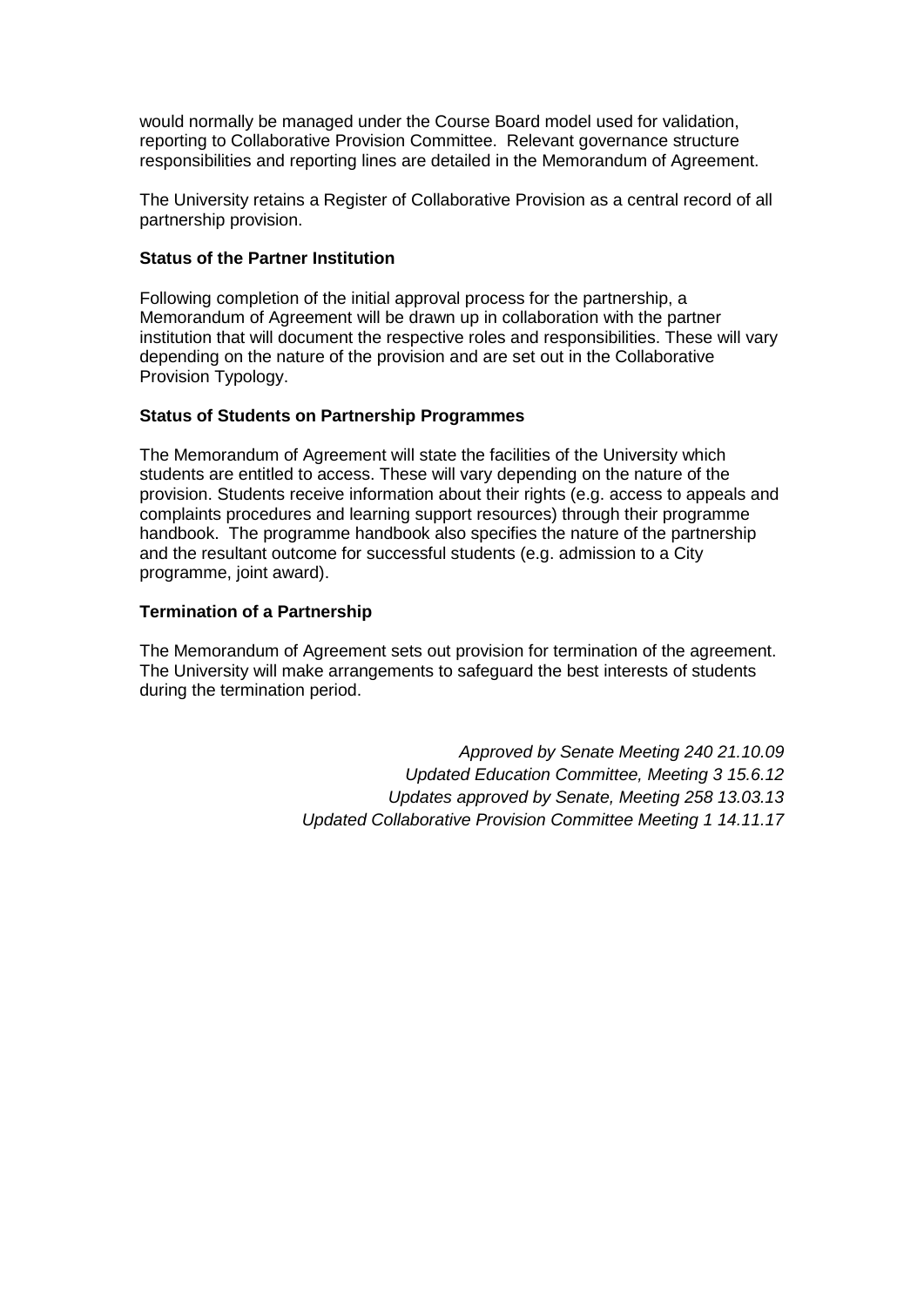would normally be managed under the Course Board model used for validation, reporting to Collaborative Provision Committee. Relevant governance structure responsibilities and reporting lines are detailed in the Memorandum of Agreement.

The University retains a Register of Collaborative Provision as a central record of all partnership provision.

**Status of the Partner Institution**

Following completion of the initial approval process for the partnership, a Memorandum of Agreement will be drawn up in collaboration with the partner institution that will document the respective roles and responsibilities. These will vary depending on the nature of the provision and are set out in the Collaborative Provision Typology.

**Status of Students on Partnership Programmes**

The Memorandum of Agreement will state the facilities of the University which students are entitled to access. These will vary depending on the nature of the provision. Students receive information about their rights (e.g. access to appeals and complaints procedures and learning support resources) through their programme handbook. The programme handbook also specifies the nature of the partnership and the resultant outcome for successful students (e.g. admission to a City programme, joint award).

**Termination of a Partnership**

The Memorandum of Agreement sets out provision for termination of the agreement. The University will make arrangements to safeguard the best interests of students during the termination period.

*Approved by Senate Meeting 240 21.10.09*
*Updated Education Committee, Meeting 3 15.6.12*
*Updates approved by Senate, Meeting 258 13.03.13*
*Updated Collaborative Provision Committee Meeting 1 14.11.17*